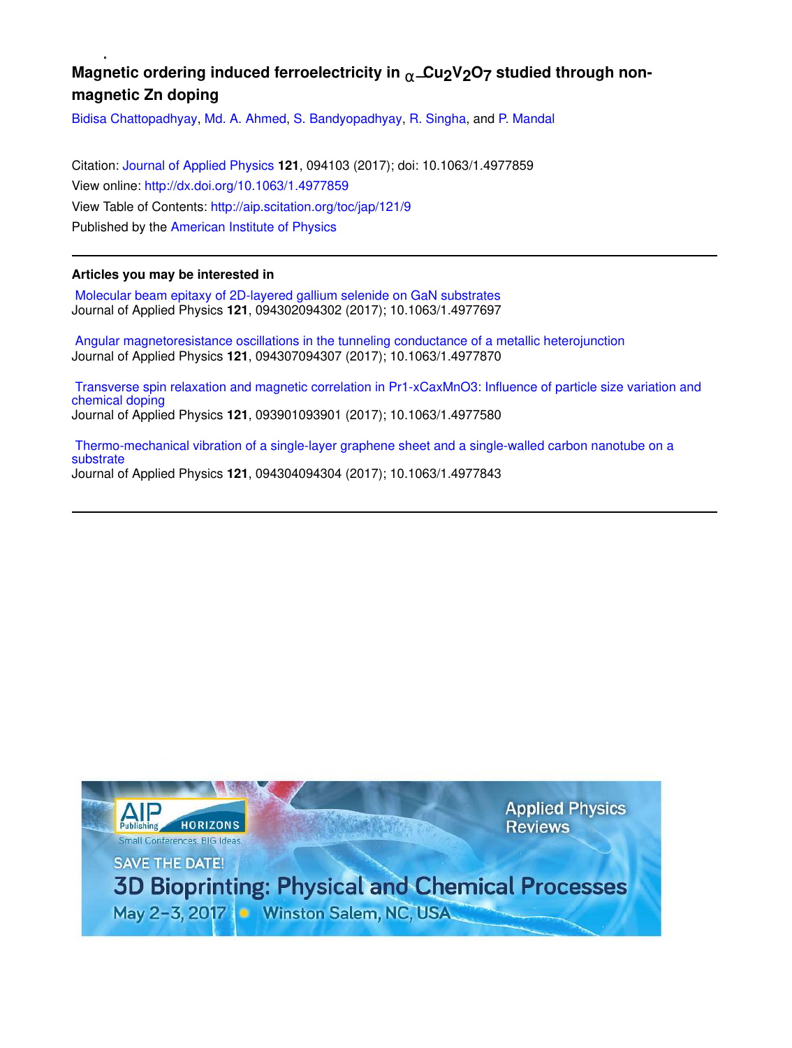# Magnetic ordering induced ferroelectricity in $\alpha$-$Cu_2V_2O_7$ studied through non-magnetic Zn doping

Bidisa Chattopadhyay, Md. A. Ahmed, S. Bandyopadhyay, R. Singha, and P. Mandal

Citation: Journal of Applied Physics **121**, 094103 (2017); doi: 10.1063/1.4977859

View online: http://dx.doi.org/10.1063/1.4977859

View Table of Contents: http://aip.scitation.org/toc/jap/121/9

Published by the American Institute of Physics

---

**Articles you may be interested in**

Molecular beam epitaxy of 2D-layered gallium selenide on GaN substrates
Journal of Applied Physics **121**, 094302094302 (2017); 10.1063/1.4977697

Angular magnetoresistance oscillations in the tunneling conductance of a metallic heterojunction
Journal of Applied Physics **121**, 094307094307 (2017); 10.1063/1.4977870

Transverse spin relaxation and magnetic correlation in Pr1-xCaxMnO3: Influence of particle size variation and chemical doping
Journal of Applied Physics **121**, 093901093901 (2017); 10.1063/1.4977580

Thermo-mechanical vibration of a single-layer graphene sheet and a single-walled carbon nanotube on a substrate
Journal of Applied Physics **121**, 094304094304 (2017); 10.1063/1.4977843

---

AIP Publishing HORIZONS
Small Conferences. BIG Ideas.

Applied Physics Reviews

SAVE THE DATE!

3D Bioprinting: Physical and Chemical Processes

May 2–3, 2017 • Winston Salem, NC, USA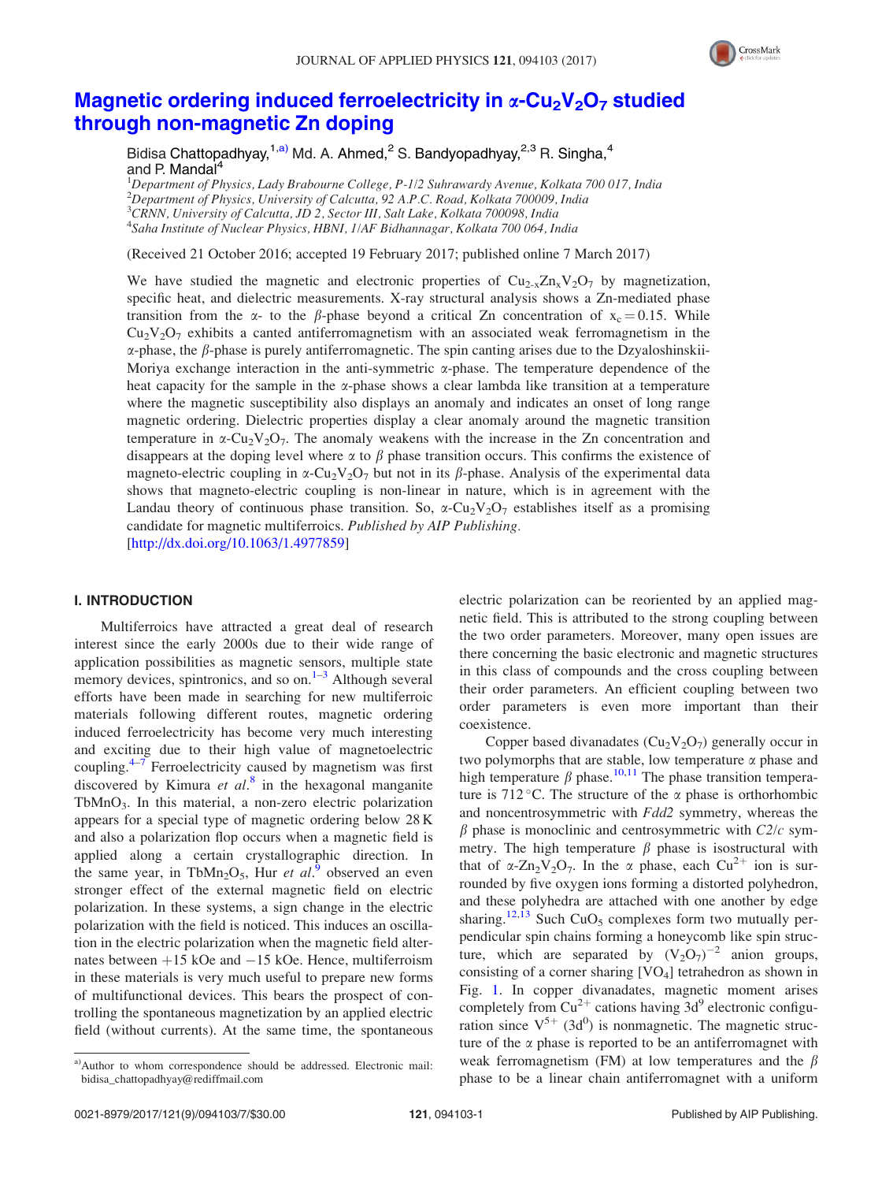# Magnetic ordering induced ferroelectricity in α-$Cu_2V_2O_7$ studied through non-magnetic Zn doping

Bidisa Chattopadhyay,[1,a)] Md. A. Ahmed,[2] S. Bandyopadhyay,[2,3] R. Singha,[4] and P. Mandal[4]

[1]*Department of Physics, Lady Brabourne College, P-1/2 Suhrawardy Avenue, Kolkata 700 017, India*
[2]*Department of Physics, University of Calcutta, 92 A.P.C. Road, Kolkata 700009, India*
[3]*CRNN, University of Calcutta, JD 2, Sector III, Salt Lake, Kolkata 700098, India*
[4]*Saha Institute of Nuclear Physics, HBNI, 1/AF Bidhannagar, Kolkata 700 064, India*

(Received 21 October 2016; accepted 19 February 2017; published online 7 March 2017)

We have studied the magnetic and electronic properties of $Cu_{2-x}Zn_xV_2O_7$ by magnetization, specific heat, and dielectric measurements. X-ray structural analysis shows a Zn-mediated phase transition from the α- to the β-phase beyond a critical Zn concentration of $x_c = 0.15$. While $Cu_2V_2O_7$ exhibits a canted antiferromagnetism with an associated weak ferromagnetism in the α-phase, the β-phase is purely antiferromagnetic. The spin canting arises due to the Dzyaloshinskii-Moriya exchange interaction in the anti-symmetric α-phase. The temperature dependence of the heat capacity for the sample in the α-phase shows a clear lambda like transition at a temperature where the magnetic susceptibility also displays an anomaly and indicates an onset of long range magnetic ordering. Dielectric properties display a clear anomaly around the magnetic transition temperature in α-$Cu_2V_2O_7$. The anomaly weakens with the increase in the Zn concentration and disappears at the doping level where α to β phase transition occurs. This confirms the existence of magneto-electric coupling in α-$Cu_2V_2O_7$ but not in its β-phase. Analysis of the experimental data shows that magneto-electric coupling is non-linear in nature, which is in agreement with the Landau theory of continuous phase transition. So, α-$Cu_2V_2O_7$ establishes itself as a promising candidate for magnetic multiferroics. *Published by AIP Publishing.*
[http://dx.doi.org/10.1063/1.4977859]

## I. INTRODUCTION

Multiferroics have attracted a great deal of research interest since the early 2000s due to their wide range of application possibilities as magnetic sensors, multiple state memory devices, spintronics, and so on.[1–3] Although several efforts have been made in searching for new multiferroic materials following different routes, magnetic ordering induced ferroelectricity has become very much interesting and exciting due to their high value of magnetoelectric coupling.[4–7] Ferroelectricity caused by magnetism was first discovered by Kimura *et al.*[8] in the hexagonal manganite $TbMnO_3$. In this material, a non-zero electric polarization appears for a special type of magnetic ordering below 28 K and also a polarization flop occurs when a magnetic field is applied along a certain crystallographic direction. In the same year, in $TbMn_2O_5$, Hur *et al.*[9] observed an even stronger effect of the external magnetic field on electric polarization. In these systems, a sign change in the electric polarization with the field is noticed. This induces an oscillation in the electric polarization when the magnetic field alternates between +15 kOe and −15 kOe. Hence, multiferroism in these materials is very much useful to prepare new forms of multifunctional devices. This bears the prospect of controlling the spontaneous magnetization by an applied electric field (without currents). At the same time, the spontaneous electric polarization can be reoriented by an applied magnetic field. This is attributed to the strong coupling between the two order parameters. Moreover, many open issues are there concerning the basic electronic and magnetic structures in this class of compounds and the cross coupling between their order parameters. An efficient coupling between two order parameters is even more important than their coexistence.

Copper based divanadates ($Cu_2V_2O_7$) generally occur in two polymorphs that are stable, low temperature α phase and high temperature β phase.[10,11] The phase transition temperature is 712 °C. The structure of the α phase is orthorhombic and noncentrosymmetric with *Fdd2* symmetry, whereas the β phase is monoclinic and centrosymmetric with *C2/c* symmetry. The high temperature β phase is isostructural with that of α-$Zn_2V_2O_7$. In the α phase, each $Cu^{2+}$ ion is surrounded by five oxygen ions forming a distorted polyhedron, and these polyhedra are attached with one another by edge sharing.[12,13] Such $CuO_5$ complexes form two mutually perpendicular spin chains forming a honeycomb like spin structure, which are separated by $(V_2O_7)^{-2}$ anion groups, consisting of a corner sharing [$VO_4$] tetrahedron as shown in Fig. 1. In copper divanadates, magnetic moment arises completely from $Cu^{2+}$ cations having $3d^9$ electronic configuration since $V^{5+}$ ($3d^0$) is nonmagnetic. The magnetic structure of the α phase is reported to be an antiferromagnet with weak ferromagnetism (FM) at low temperatures and the β phase to be a linear chain antiferromagnet with a uniform

---

a)Author to whom correspondence should be addressed. Electronic mail: bidisa_chattopadhyay@rediffmail.com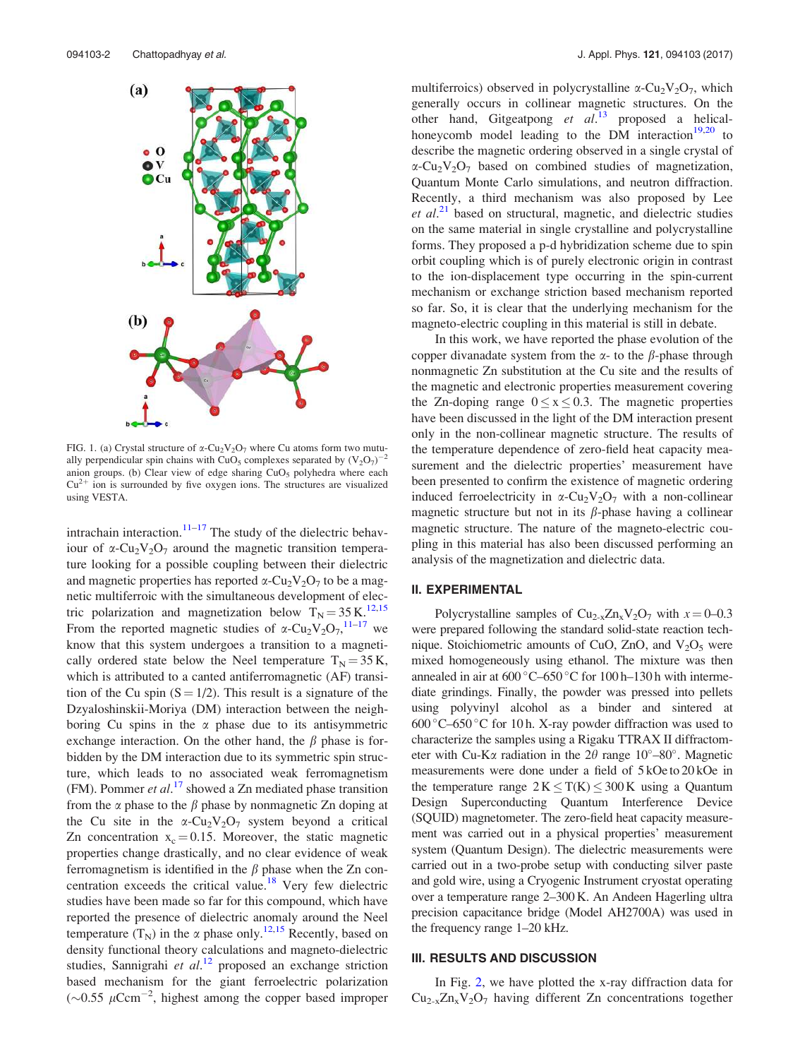FIG. 1. (a) Crystal structure of α-$Cu_2V_2O_7$ where Cu atoms form two mutually perpendicular spin chains with $CuO_5$ complexes separated by $(V_2O_7)^{-2}$ anion groups. (b) Clear view of edge sharing $CuO_5$ polyhedra where each $Cu^{2+}$ ion is surrounded by five oxygen ions. The structures are visualized using VESTA.

intrachain interaction.[11–17] The study of the dielectric behaviour of α-$Cu_2V_2O_7$ around the magnetic transition temperature looking for a possible coupling between their dielectric and magnetic properties has reported α-$Cu_2V_2O_7$ to be a magnetic multiferroic with the simultaneous development of electric polarization and magnetization below $T_N = 35$ K.[12,15] From the reported magnetic studies of α-$Cu_2V_2O_7$,[11–17] we know that this system undergoes a transition to a magnetically ordered state below the Neel temperature $T_N = 35$ K, which is attributed to a canted antiferromagnetic (AF) transition of the Cu spin ($S = 1/2$). This result is a signature of the Dzyaloshinskii-Moriya (DM) interaction between the neighboring Cu spins in the α phase due to its antisymmetric exchange interaction. On the other hand, the β phase is forbidden by the DM interaction due to its symmetric spin structure, which leads to no associated weak ferromagnetism (FM). Pommer *et al.*[17] showed a Zn mediated phase transition from the α phase to the β phase by nonmagnetic Zn doping at the Cu site in the α-$Cu_2V_2O_7$ system beyond a critical Zn concentration $x_c = 0.15$. Moreover, the static magnetic properties change drastically, and no clear evidence of weak ferromagnetism is identified in the β phase when the Zn concentration exceeds the critical value.[18] Very few dielectric studies have been made so far for this compound, which have reported the presence of dielectric anomaly around the Neel temperature ($T_N$) in the α phase only.[12,15] Recently, based on density functional theory calculations and magneto-dielectric studies, Sannigrahi *et al.*[12] proposed an exchange striction based mechanism for the giant ferroelectric polarization (~0.55 $\mu$Ccm$^{-2}$, highest among the copper based improper multiferroics) observed in polycrystalline α-$Cu_2V_2O_7$, which generally occurs in collinear magnetic structures. On the other hand, Gitgeatpong *et al.*[13] proposed a helical-honeycomb model leading to the DM interaction[19,20] to describe the magnetic ordering observed in a single crystal of α-$Cu_2V_2O_7$ based on combined studies of magnetization, Quantum Monte Carlo simulations, and neutron diffraction. Recently, a third mechanism was also proposed by Lee *et al.*[21] based on structural, magnetic, and dielectric studies on the same material in single crystalline and polycrystalline forms. They proposed a p-d hybridization scheme due to spin orbit coupling which is of purely electronic origin in contrast to the ion-displacement type occurring in the spin-current mechanism or exchange striction based mechanism reported so far. So, it is clear that the underlying mechanism for the magneto-electric coupling in this material is still in debate.

In this work, we have reported the phase evolution of the copper divanadate system from the α- to the β-phase through nonmagnetic Zn substitution at the Cu site and the results of the magnetic and electronic properties measurement covering the Zn-doping range $0 \leq x \leq 0.3$. The magnetic properties have been discussed in the light of the DM interaction present only in the non-collinear magnetic structure. The results of the temperature dependence of zero-field heat capacity measurement and the dielectric properties' measurement have been presented to confirm the existence of magnetic ordering induced ferroelectricity in α-$Cu_2V_2O_7$ with a non-collinear magnetic structure but not in its β-phase having a collinear magnetic structure. The nature of the magneto-electric coupling in this material has also been discussed performing an analysis of the magnetization and dielectric data.

## II. EXPERIMENTAL

Polycrystalline samples of $Cu_{2-x}Zn_xV_2O_7$ with $x = 0$–$0.3$ were prepared following the standard solid-state reaction technique. Stoichiometric amounts of CuO, ZnO, and $V_2O_5$ were mixed homogeneously using ethanol. The mixture was then annealed in air at 600 °C–650 °C for 100 h–130 h with intermediate grindings. Finally, the powder was pressed into pellets using polyvinyl alcohol as a binder and sintered at 600 °C–650 °C for 10 h. X-ray powder diffraction was used to characterize the samples using a Rigaku TTRAX II diffractometer with Cu-Kα radiation in the 2θ range 10°–80°. Magnetic measurements were done under a field of 5 kOe to 20 kOe in the temperature range $2\text{ K} \leq T(\text{K}) \leq 300$ K using a Quantum Design Superconducting Quantum Interference Device (SQUID) magnetometer. The zero-field heat capacity measurement was carried out in a physical properties' measurement system (Quantum Design). The dielectric measurements were carried out in a two-probe setup with conducting silver paste and gold wire, using a Cryogenic Instrument cryostat operating over a temperature range 2–300 K. An Andeen Hagerling ultra precision capacitance bridge (Model AH2700A) was used in the frequency range 1–20 kHz.

## III. RESULTS AND DISCUSSION

In Fig. 2, we have plotted the x-ray diffraction data for $Cu_{2-x}Zn_xV_2O_7$ having different Zn concentrations together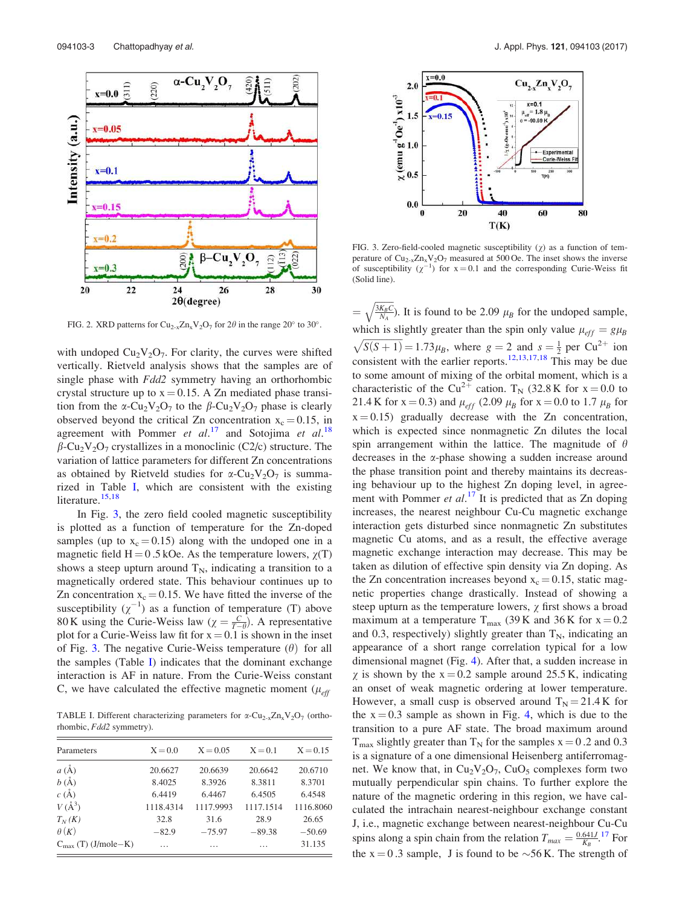FIG. 2. XRD patterns for $Cu_{2-x}Zn_xV_2O_7$ for $2\theta$ in the range 20° to 30°.

with undoped $Cu_2V_2O_7$. For clarity, the curves were shifted vertically. Rietveld analysis shows that the samples are of single phase with *Fdd2* symmetry having an orthorhombic crystal structure up to x = 0.15. A Zn mediated phase transition from the $\alpha$-$Cu_2V_2O_7$ to the $\beta$-$Cu_2V_2O_7$ phase is clearly observed beyond the critical Zn concentration $x_c = 0.15$, in agreement with Pommer *et al.*[17] and Sotojima *et al.*[18] $\beta$-$Cu_2V_2O_7$ crystallizes in a monoclinic (C2/c) structure. The variation of lattice parameters for different Zn concentrations as obtained by Rietveld studies for $\alpha$-$Cu_2V_2O_7$ is summarized in Table I, which are consistent with the existing literature.[15,18]

In Fig. 3, the zero field cooled magnetic susceptibility is plotted as a function of temperature for the Zn-doped samples (up to $x_c = 0.15$) along with the undoped one in a magnetic field H = 0.5 kOe. As the temperature lowers, $\chi(T)$ shows a steep upturn around $T_N$, indicating a transition to a magnetically ordered state. This behaviour continues up to Zn concentration $x_c = 0.15$. We have fitted the inverse of the susceptibility ($\chi^{-1}$) as a function of temperature (T) above 80 K using the Curie-Weiss law ($\chi = \frac{C}{T-\theta}$). A representative plot for a Curie-Weiss law fit for x = 0.1 is shown in the inset of Fig. 3. The negative Curie-Weiss temperature ($\theta$) for all the samples (Table I) indicates that the dominant exchange interaction is AF in nature. From the Curie-Weiss constant C, we have calculated the effective magnetic moment ($\mu_{eff} = \sqrt{\frac{3K_BC}{N_A}}$). It is found to be 2.09 $\mu_B$ for the undoped sample, which is slightly greater than the spin only value $\mu_{eff} = g\mu_B\sqrt{S(S+1)} = 1.73\mu_B$, where $g = 2$ and $s = \frac{1}{2}$ per $Cu^{2+}$ ion consistent with the earlier reports.[12,13,17,18] This may be due to some amount of mixing of the orbital moment, which is a characteristic of the $Cu^{2+}$ cation. $T_N$ (32.8 K for x = 0.0 to 21.4 K for x = 0.3) and $\mu_{eff}$ (2.09 $\mu_B$ for x = 0.0 to 1.7 $\mu_B$ for x = 0.15) gradually decrease with the Zn concentration, which is expected since nonmagnetic Zn dilutes the local spin arrangement within the lattice. The magnitude of $\theta$ decreases in the $\alpha$-phase showing a sudden increase around the phase transition point and thereby maintains its decreasing behaviour up to the highest Zn doping level, in agreement with Pommer *et al.*[17] It is predicted that as Zn doping increases, the nearest neighbour Cu-Cu magnetic exchange interaction gets disturbed since nonmagnetic Zn substitutes magnetic Cu atoms, and as a result, the effective average magnetic exchange interaction may decrease. This may be taken as dilution of effective spin density via Zn doping. As the Zn concentration increases beyond $x_c = 0.15$, static magnetic properties change drastically. Instead of showing a steep upturn as the temperature lowers, $\chi$ first shows a broad maximum at a temperature $T_{max}$ (39 K and 36 K for x = 0.2 and 0.3, respectively) slightly greater than $T_N$, indicating an appearance of a short range correlation typical for a low dimensional magnet (Fig. 4). After that, a sudden increase in $\chi$ is shown by the x = 0.2 sample around 25.5 K, indicating an onset of weak magnetic ordering at lower temperature. However, a small cusp is observed around $T_N = 21.4$ K for the x = 0.3 sample as shown in Fig. 4, which is due to the transition to a pure AF state. The broad maximum around $T_{max}$ slightly greater than $T_N$ for the samples x = 0.2 and 0.3 is a signature of a one dimensional Heisenberg antiferromagnet. We know that, in $Cu_2V_2O_7$, $CuO_5$ complexes form two mutually perpendicular spin chains. To further explore the nature of the magnetic ordering in this region, we have calculated the intrachain nearest-neighbour exchange constant J, i.e., magnetic exchange between nearest-neighbour Cu-Cu spins along a spin chain from the relation $T_{max} = \frac{0.641J}{K_B}$.[17] For the x = 0.3 sample, J is found to be ~56 K. The strength of

FIG. 3. Zero-field-cooled magnetic susceptibility ($\chi$) as a function of temperature of $Cu_{2-x}Zn_xV_2O_7$ measured at 500 Oe. The inset shows the inverse of susceptibility ($\chi^{-1}$) for x = 0.1 and the corresponding Curie-Weiss fit (Solid line).

TABLE I. Different characterizing parameters for $\alpha$-$Cu_{2-x}Zn_xV_2O_7$ (orthorhombic, *Fdd2* symmetry).

| Parameters | X = 0.0 | X = 0.05 | X = 0.1 | X = 0.15 |
|---|---|---|---|---|
| $a$ (Å) | 20.6627 | 20.6639 | 20.6642 | 20.6710 |
| $b$ (Å) | 8.4025 | 8.3926 | 8.3811 | 8.3701 |
| $c$ (Å) | 6.4419 | 6.4467 | 6.4505 | 6.4548 |
| $V$ (Å$^3$) | 1118.4314 | 1117.9993 | 1117.1514 | 1116.8060 |
| $T_N$ (K) | 32.8 | 31.6 | 28.9 | 26.65 |
| $\theta$ (K) | −82.9 | −75.97 | −89.38 | −50.69 |
| $C_{max}$ (T) (J/mole−K) | … | … | … | 31.135 |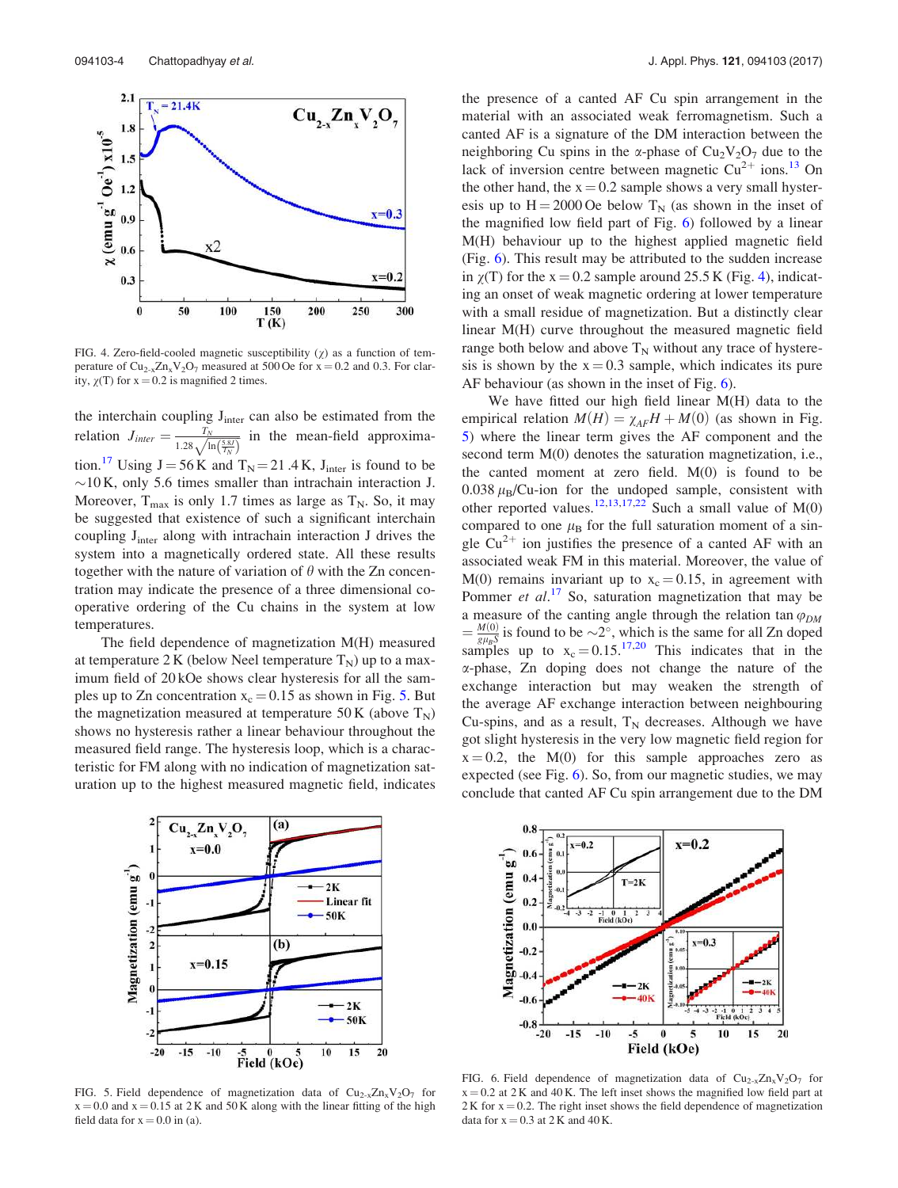FIG. 4. Zero-field-cooled magnetic susceptibility ($\chi$) as a function of temperature of $Cu_{2-x}Zn_xV_2O_7$ measured at 500 Oe for x = 0.2 and 0.3. For clarity, $\chi$(T) for x = 0.2 is magnified 2 times.

the interchain coupling $J_{inter}$ can also be estimated from the relation $J_{inter} = \frac{T_N}{1.28\sqrt{\ln\left(\frac{5.8J}{T_N}\right)}}$ in the mean-field approximation.[17] Using J = 56 K and $T_N$ = 21.4 K, $J_{inter}$ is found to be ~10 K, only 5.6 times smaller than intrachain interaction J. Moreover, $T_{max}$ is only 1.7 times as large as $T_N$. So, it may be suggested that existence of such a significant interchain coupling $J_{inter}$ along with intrachain interaction J drives the system into a magnetically ordered state. All these results together with the nature of variation of $\theta$ with the Zn concentration may indicate the presence of a three dimensional co-operative ordering of the Cu chains in the system at low temperatures.

The field dependence of magnetization M(H) measured at temperature 2 K (below Neel temperature $T_N$) up to a maximum field of 20 kOe shows clear hysteresis for all the samples up to Zn concentration $x_c$ = 0.15 as shown in Fig. 5. But the magnetization measured at temperature 50 K (above $T_N$) shows no hysteresis rather a linear behaviour throughout the measured field range. The hysteresis loop, which is a characteristic for FM along with no indication of magnetization saturation up to the highest measured magnetic field, indicates the presence of a canted AF Cu spin arrangement in the material with an associated weak ferromagnetism. Such a canted AF is a signature of the DM interaction between the neighboring Cu spins in the $\alpha$-phase of $Cu_2V_2O_7$ due to the lack of inversion centre between magnetic $Cu^{2+}$ ions.[13] On the other hand, the x = 0.2 sample shows a very small hysteresis up to H = 2000 Oe below $T_N$ (as shown in the inset of the magnified low field part of Fig. 6) followed by a linear M(H) behaviour up to the highest applied magnetic field (Fig. 6). This result may be attributed to the sudden increase in $\chi$(T) for the x = 0.2 sample around 25.5 K (Fig. 4), indicating an onset of weak magnetic ordering at lower temperature with a small residue of magnetization. But a distinctly clear linear M(H) curve throughout the measured magnetic field range both below and above $T_N$ without any trace of hysteresis is shown by the x = 0.3 sample, which indicates its pure AF behaviour (as shown in the inset of Fig. 6).

We have fitted our high field linear M(H) data to the empirical relation $M(H) = \chi_{AF}H + M(0)$ (as shown in Fig. 5) where the linear term gives the AF component and the second term M(0) denotes the saturation magnetization, i.e., the canted moment at zero field. M(0) is found to be 0.038 $\mu_B$/Cu-ion for the undoped sample, consistent with other reported values.[12,13,17,22] Such a small value of M(0) compared to one $\mu_B$ for the full saturation moment of a single $Cu^{2+}$ ion justifies the presence of a canted AF with an associated weak FM in this material. Moreover, the value of M(0) remains invariant up to $x_c$ = 0.15, in agreement with Pommer *et al.*[17] So, saturation magnetization that may be a measure of the canting angle through the relation $\tan\varphi_{DM} = \frac{M(0)}{g\mu_B S}$ is found to be ~2°, which is the same for all Zn doped samples up to $x_c$ = 0.15.[17,20] This indicates that in the $\alpha$-phase, Zn doping does not change the nature of the exchange interaction but may weaken the strength of the average AF exchange interaction between neighbouring Cu-spins, and as a result, $T_N$ decreases. Although we have got slight hysteresis in the very low magnetic field region for x = 0.2, the M(0) for this sample approaches zero as expected (see Fig. 6). So, from our magnetic studies, we may conclude that canted AF Cu spin arrangement due to the DM

FIG. 5. Field dependence of magnetization data of $Cu_{2-x}Zn_xV_2O_7$ for x = 0.0 and x = 0.15 at 2 K and 50 K along with the linear fitting of the high field data for x = 0.0 in (a).

FIG. 6. Field dependence of magnetization data of $Cu_{2-x}Zn_xV_2O_7$ for x = 0.2 at 2 K and 40 K. The left inset shows the magnified low field part at 2 K for x = 0.2. The right inset shows the field dependence of magnetization data for x = 0.3 at 2 K and 40 K.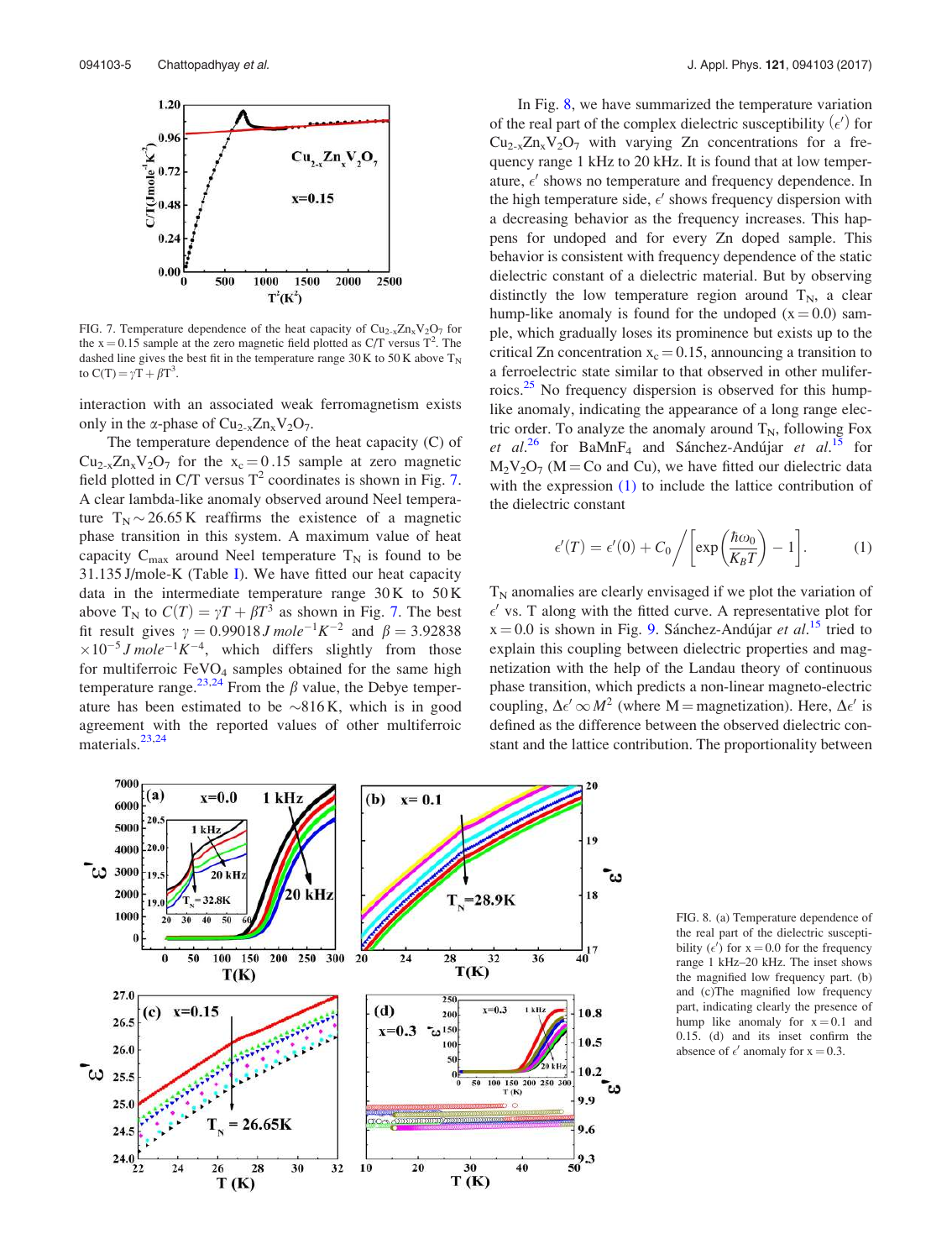FIG. 7. Temperature dependence of the heat capacity of $Cu_{2-x}Zn_xV_2O_7$ for the x = 0.15 sample at the zero magnetic field plotted as C/T versus $T^2$. The dashed line gives the best fit in the temperature range 30 K to 50 K above $T_N$ to $C(T) = \gamma T + \beta T^3$.

interaction with an associated weak ferromagnetism exists only in the α-phase of $Cu_{2-x}Zn_xV_2O_7$.

The temperature dependence of the heat capacity (C) of $Cu_{2-x}Zn_xV_2O_7$ for the $x_c = 0.15$ sample at zero magnetic field plotted in C/T versus $T^2$ coordinates is shown in Fig. 7. A clear lambda-like anomaly observed around Neel temperature $T_N \sim 26.65$ K reaffirms the existence of a magnetic phase transition in this system. A maximum value of heat capacity $C_{max}$ around Neel temperature $T_N$ is found to be 31.135 J/mole-K (Table I). We have fitted our heat capacity data in the intermediate temperature range 30 K to 50 K above $T_N$ to $C(T) = \gamma T + \beta T^3$ as shown in Fig. 7. The best fit result gives $\gamma = 0.99018\, J\, mole^{-1}K^{-2}$ and $\beta = 3.92838 \times 10^{-5}\, J\, mole^{-1}K^{-4}$, which differs slightly from those for multiferroic $FeVO_4$ samples obtained for the same high temperature range.[23,24] From the β value, the Debye temperature has been estimated to be ∼816 K, which is in good agreement with the reported values of other multiferroic materials.[23,24]

In Fig. 8, we have summarized the temperature variation of the real part of the complex dielectric susceptibility ($\epsilon'$) for $Cu_{2-x}Zn_xV_2O_7$ with varying Zn concentrations for a frequency range 1 kHz to 20 kHz. It is found that at low temperature, $\epsilon'$ shows no temperature and frequency dependence. In the high temperature side, $\epsilon'$ shows frequency dispersion with a decreasing behavior as the frequency increases. This happens for undoped and for every Zn doped sample. This behavior is consistent with frequency dependence of the static dielectric constant of a dielectric material. But by observing distinctly the low temperature region around $T_N$, a clear hump-like anomaly is found for the undoped (x = 0.0) sample, which gradually loses its prominence but exists up to the critical Zn concentration $x_c = 0.15$, announcing a transition to a ferroelectric state similar to that observed in other muliferroics.[25] No frequency dispersion is observed for this hump-like anomaly, indicating the appearance of a long range electric order. To analyze the anomaly around $T_N$, following Fox *et al.*[26] for $BaMnF_4$ and Sánchez-Andújar *et al.*[15] for $M_2V_2O_7$ (M = Co and Cu), we have fitted our dielectric data with the expression (1) to include the lattice contribution of the dielectric constant

$$\epsilon'(T) = \epsilon'(0) + C_0 \Big/ \left[\exp\left(\frac{\hbar\omega_0}{K_B T}\right) - 1\right]. \tag{1}$$

$T_N$ anomalies are clearly envisaged if we plot the variation of $\epsilon'$ vs. T along with the fitted curve. A representative plot for x = 0.0 is shown in Fig. 9. Sánchez-Andújar *et al.*[15] tried to explain this coupling between dielectric properties and magnetization with the help of the Landau theory of continuous phase transition, which predicts a non-linear magneto-electric coupling, $\Delta\epsilon' \propto M^2$ (where M = magnetization). Here, $\Delta\epsilon'$ is defined as the difference between the observed dielectric constant and the lattice contribution. The proportionality between

FIG. 8. (a) Temperature dependence of the real part of the dielectric susceptibility ($\epsilon'$) for x = 0.0 for the frequency range 1 kHz–20 kHz. The inset shows the magnified low frequency part. (b) and (c)The magnified low frequency part, indicating clearly the presence of hump like anomaly for x = 0.1 and 0.15. (d) and its inset confirm the absence of $\epsilon'$ anomaly for x = 0.3.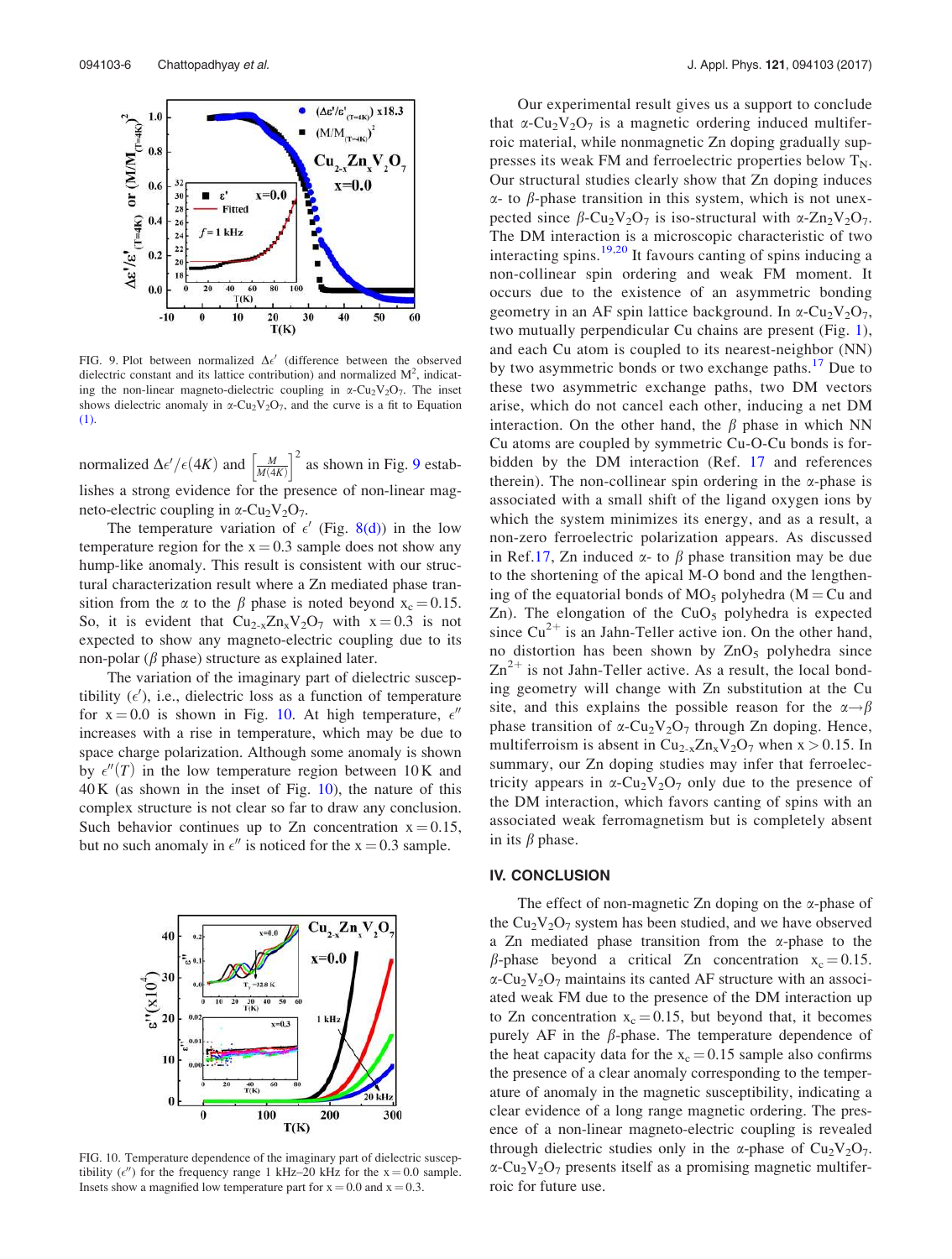FIG. 9. Plot between normalized $\Delta\epsilon'$ (difference between the observed dielectric constant and its lattice contribution) and normalized $M^2$, indicating the non-linear magneto-dielectric coupling in $\alpha$-$Cu_2V_2O_7$. The inset shows dielectric anomaly in $\alpha$-$Cu_2V_2O_7$, and the curve is a fit to Equation (1).

normalized $\Delta\epsilon'/\epsilon(4K)$ and $\left[\frac{M}{M(4K)}\right]^2$ as shown in Fig. 9 establishes a strong evidence for the presence of non-linear magneto-electric coupling in $\alpha$-$Cu_2V_2O_7$.

The temperature variation of $\epsilon'$ (Fig. 8(d)) in the low temperature region for the $x = 0.3$ sample does not show any hump-like anomaly. This result is consistent with our structural characterization result where a Zn mediated phase transition from the $\alpha$ to the $\beta$ phase is noted beyond $x_c = 0.15$. So, it is evident that $Cu_{2-x}Zn_xV_2O_7$ with $x = 0.3$ is not expected to show any magneto-electric coupling due to its non-polar ($\beta$ phase) structure as explained later.

The variation of the imaginary part of dielectric susceptibility ($\epsilon'$), i.e., dielectric loss as a function of temperature for $x = 0.0$ is shown in Fig. 10. At high temperature, $\epsilon''$ increases with a rise in temperature, which may be due to space charge polarization. Although some anomaly is shown by $\epsilon''(T)$ in the low temperature region between 10 K and 40 K (as shown in the inset of Fig. 10), the nature of this complex structure is not clear so far to draw any conclusion. Such behavior continues up to Zn concentration $x = 0.15$, but no such anomaly in $\epsilon''$ is noticed for the $x = 0.3$ sample.

FIG. 10. Temperature dependence of the imaginary part of dielectric susceptibility ($\epsilon''$) for the frequency range 1 kHz–20 kHz for the $x = 0.0$ sample. Insets show a magnified low temperature part for $x = 0.0$ and $x = 0.3$.

Our experimental result gives us a support to conclude that $\alpha$-$Cu_2V_2O_7$ is a magnetic ordering induced multiferroic material, while nonmagnetic Zn doping gradually suppresses its weak FM and ferroelectric properties below $T_N$. Our structural studies clearly show that Zn doping induces $\alpha$- to $\beta$-phase transition in this system, which is not unexpected since $\beta$-$Cu_2V_2O_7$ is iso-structural with $\alpha$-$Zn_2V_2O_7$. The DM interaction is a microscopic characteristic of two interacting spins.[19,20] It favours canting of spins inducing a non-collinear spin ordering and weak FM moment. It occurs due to the existence of an asymmetric bonding geometry in an AF spin lattice background. In $\alpha$-$Cu_2V_2O_7$, two mutually perpendicular Cu chains are present (Fig. 1), and each Cu atom is coupled to its nearest-neighbor (NN) by two asymmetric bonds or two exchange paths.[17] Due to these two asymmetric exchange paths, two DM vectors arise, which do not cancel each other, inducing a net DM interaction. On the other hand, the $\beta$ phase in which NN Cu atoms are coupled by symmetric Cu-O-Cu bonds is forbidden by the DM interaction (Ref. 17 and references therein). The non-collinear spin ordering in the $\alpha$-phase is associated with a small shift of the ligand oxygen ions by which the system minimizes its energy, and as a result, a non-zero ferroelectric polarization appears. As discussed in Ref.17, Zn induced $\alpha$- to $\beta$ phase transition may be due to the shortening of the apical M-O bond and the lengthening of the equatorial bonds of $MO_5$ polyhedra (M = Cu and Zn). The elongation of the $CuO_5$ polyhedra is expected since $Cu^{2+}$ is an Jahn-Teller active ion. On the other hand, no distortion has been shown by $ZnO_5$ polyhedra since $Zn^{2+}$ is not Jahn-Teller active. As a result, the local bonding geometry will change with Zn substitution at the Cu site, and this explains the possible reason for the $\alpha \rightarrow \beta$ phase transition of $\alpha$-$Cu_2V_2O_7$ through Zn doping. Hence, multiferroism is absent in $Cu_{2-x}Zn_xV_2O_7$ when $x > 0.15$. In summary, our Zn doping studies may infer that ferroelectricity appears in $\alpha$-$Cu_2V_2O_7$ only due to the presence of the DM interaction, which favors canting of spins with an associated weak ferromagnetism but is completely absent in its $\beta$ phase.

## IV. CONCLUSION

The effect of non-magnetic Zn doping on the $\alpha$-phase of the $Cu_2V_2O_7$ system has been studied, and we have observed a Zn mediated phase transition from the $\alpha$-phase to the $\beta$-phase beyond a critical Zn concentration $x_c = 0.15$. $\alpha$-$Cu_2V_2O_7$ maintains its canted AF structure with an associated weak FM due to the presence of the DM interaction up to Zn concentration $x_c = 0.15$, but beyond that, it becomes purely AF in the $\beta$-phase. The temperature dependence of the heat capacity data for the $x_c = 0.15$ sample also confirms the presence of a clear anomaly corresponding to the temperature of anomaly in the magnetic susceptibility, indicating a clear evidence of a long range magnetic ordering. The presence of a non-linear magneto-electric coupling is revealed through dielectric studies only in the $\alpha$-phase of $Cu_2V_2O_7$. $\alpha$-$Cu_2V_2O_7$ presents itself as a promising magnetic multiferroic for future use.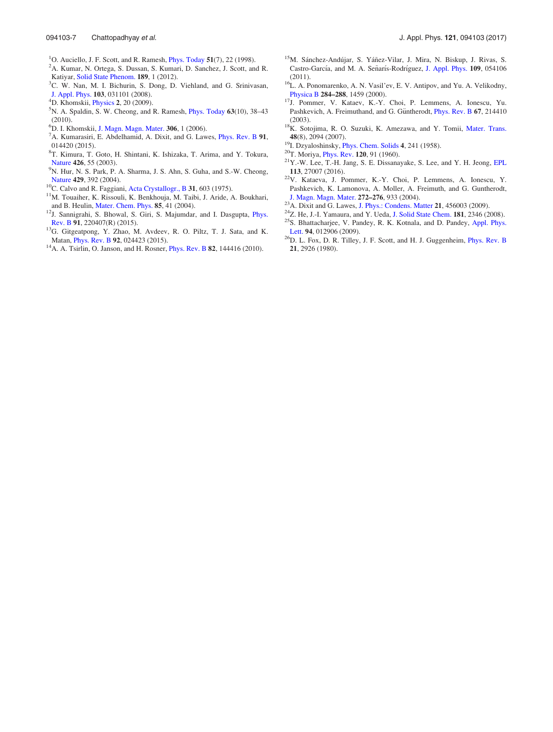[1] O. Auciello, J. F. Scott, and R. Ramesh, Phys. Today **51**(7), 22 (1998).

[2] A. Kumar, N. Ortega, S. Dussan, S. Kumari, D. Sanchez, J. Scott, and R. Katiyar, Solid State Phenom. **189**, 1 (2012).

[3] C. W. Nan, M. I. Bichurin, S. Dong, D. Viehland, and G. Srinivasan, J. Appl. Phys. **103**, 031101 (2008).

[4] D. Khomskii, Physics **2**, 20 (2009).

[5] N. A. Spaldin, S. W. Cheong, and R. Ramesh, Phys. Today **63**(10), 38–43 (2010).

[6] D. I. Khomskii, J. Magn. Magn. Mater. **306**, 1 (2006).

[7] A. Kumarasiri, E. Abdelhamid, A. Dixit, and G. Lawes, Phys. Rev. B **91**, 014420 (2015).

[8] T. Kimura, T. Goto, H. Shintani, K. Ishizaka, T. Arima, and Y. Tokura, Nature **426**, 55 (2003).

[9] N. Hur, N. S. Park, P. A. Sharma, J. S. Ahn, S. Guha, and S.-W. Cheong, Nature **429**, 392 (2004).

[10] C. Calvo and R. Faggiani, Acta Crystallogr., B **31**, 603 (1975).

[11] M. Touaiher, K. Rissouli, K. Benkhouja, M. Taibi, J. Aride, A. Boukhari, and B. Heulin, Mater. Chem. Phys. **85**, 41 (2004).

[12] J. Sannigrahi, S. Bhowal, S. Giri, S. Majumdar, and I. Dasgupta, Phys. Rev. B **91**, 220407(R) (2015).

[13] G. Gitgeatpong, Y. Zhao, M. Avdeev, R. O. Piltz, T. J. Sata, and K. Matan, Phys. Rev. B **92**, 024423 (2015).

[14] A. A. Tsirlin, O. Janson, and H. Rosner, Phys. Rev. B **82**, 144416 (2010).

[15] M. Sánchez-Andújar, S. Yáñez-Vilar, J. Mira, N. Biskup, J. Rivas, S. Castro-García, and M. A. Señarís-Rodríguez, J. Appl. Phys. **109**, 054106 (2011).

[16] L. A. Ponomarenko, A. N. Vasil'ev, E. V. Antipov, and Yu. A. Velikodny, Physica B **284–288**, 1459 (2000).

[17] J. Pommer, V. Kataev, K.-Y. Choi, P. Lemmens, A. Ionescu, Yu. Pashkevich, A. Freimuthand, and G. Güntherodt, Phys. Rev. B **67**, 214410 (2003).

[18] K. Sotojima, R. O. Suzuki, K. Amezawa, and Y. Tomii, Mater. Trans. **48**(8), 2094 (2007).

[19] I. Dzyaloshinsky, Phys. Chem. Solids **4**, 241 (1958).

[20] T. Moriya, Phys. Rev. **120**, 91 (1960).

[21] Y.-W. Lee, T.-H. Jang, S. E. Dissanayake, S. Lee, and Y. H. Jeong, EPL **113**, 27007 (2016).

[22] V. Kataeva, J. Pommer, K.-Y. Choi, P. Lemmens, A. Ionescu, Y. Pashkevich, K. Lamonova, A. Moller, A. Freimuth, and G. Guntherodt, J. Magn. Magn. Mater. **272–276**, 933 (2004).

[23] A. Dixit and G. Lawes, J. Phys.: Condens. Matter **21**, 456003 (2009).

[24] Z. He, J.-I. Yamaura, and Y. Ueda, J. Solid State Chem. **181**, 2346 (2008).

[25] S. Bhattacharjee, V. Pandey, R. K. Kotnala, and D. Pandey, Appl. Phys. Lett. **94**, 012906 (2009).

[26] D. L. Fox, D. R. Tilley, J. F. Scott, and H. J. Guggenheim, Phys. Rev. B **21**, 2926 (1980).